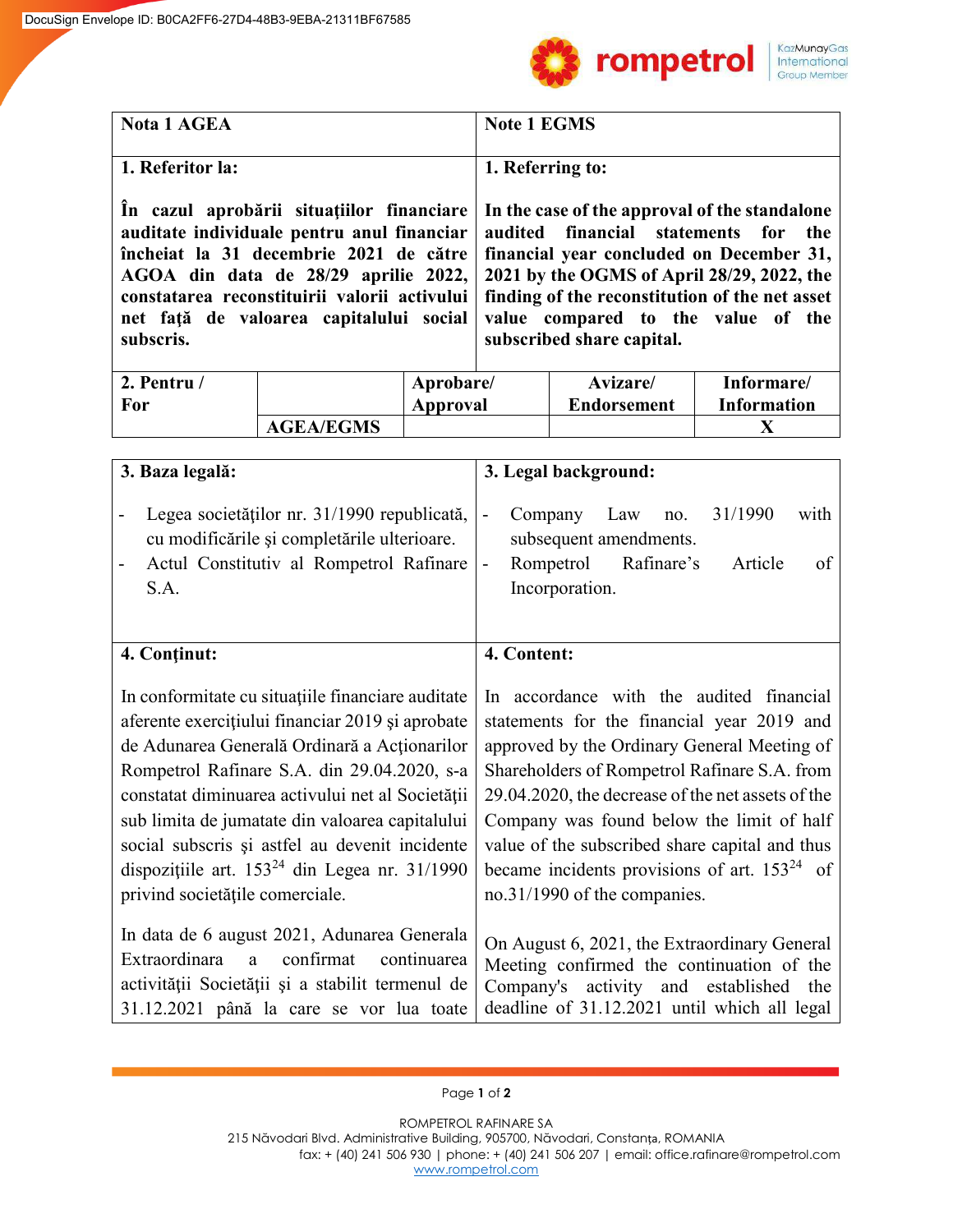| Nota 1 AGEA | Note 1 EGMS |
|---|---|
| **1. Referitor la:**<br><br>**În cazul aprobării situațiilor financiare auditate individuale pentru anul financiar încheiat la 31 decembrie 2021 de către AGOA din data de 28/29 aprilie 2022, constatarea reconstituirii valorii activului net față de valoarea capitalului social subscris.** | **1. Referring to:**<br><br>**In the case of the approval of the standalone audited financial statements for the financial year concluded on December 31, 2021 by the OGMS of April 28/29, 2022, the finding of the reconstitution of the net asset value compared to the value of the subscribed share capital.** |

| 2. Pentru / For | | Aprobare/ Approval | Avizare/ Endorsement | Informare/ Information |
|---|---|---|---|---|
| | AGEA/EGMS | | | X |

| 3. Baza legală: | 3. Legal background: |
|---|---|
| - Legea societăților nr. 31/1990 republicată, cu modificările şi completările ulterioare.<br>- Actul Constitutiv al Rompetrol Rafinare S.A. | - Company Law no. 31/1990 with subsequent amendments.<br>- Rompetrol Rafinare's Article of Incorporation. |
| **4. Conţinut:**<br><br>In conformitate cu situațiile financiare auditate aferente exercițiului financiar 2019 şi aprobate de Adunarea Generală Ordinară a Acționarilor Rompetrol Rafinare S.A. din 29.04.2020, s-a constatat diminuarea activului net al Societății sub limita de jumatate din valoarea capitalului social subscris şi astfel au devenit incidente dispozițiile art. 153[24] din Legea nr. 31/1990 privind societățile comerciale.<br><br>In data de 6 august 2021, Adunarea Generala Extraordinara a confirmat continuarea activității Societății și a stabilit termenul de 31.12.2021 până la care se vor lua toate | **4. Content:**<br><br>In accordance with the audited financial statements for the financial year 2019 and approved by the Ordinary General Meeting of Shareholders of Rompetrol Rafinare S.A. from 29.04.2020, the decrease of the net assets of the Company was found below the limit of half value of the subscribed share capital and thus became incidents provisions of art. 153[24] of no.31/1990 of the companies.<br><br>On August 6, 2021, the Extraordinary General Meeting confirmed the continuation of the Company's activity and established the deadline of 31.12.2021 until which all legal |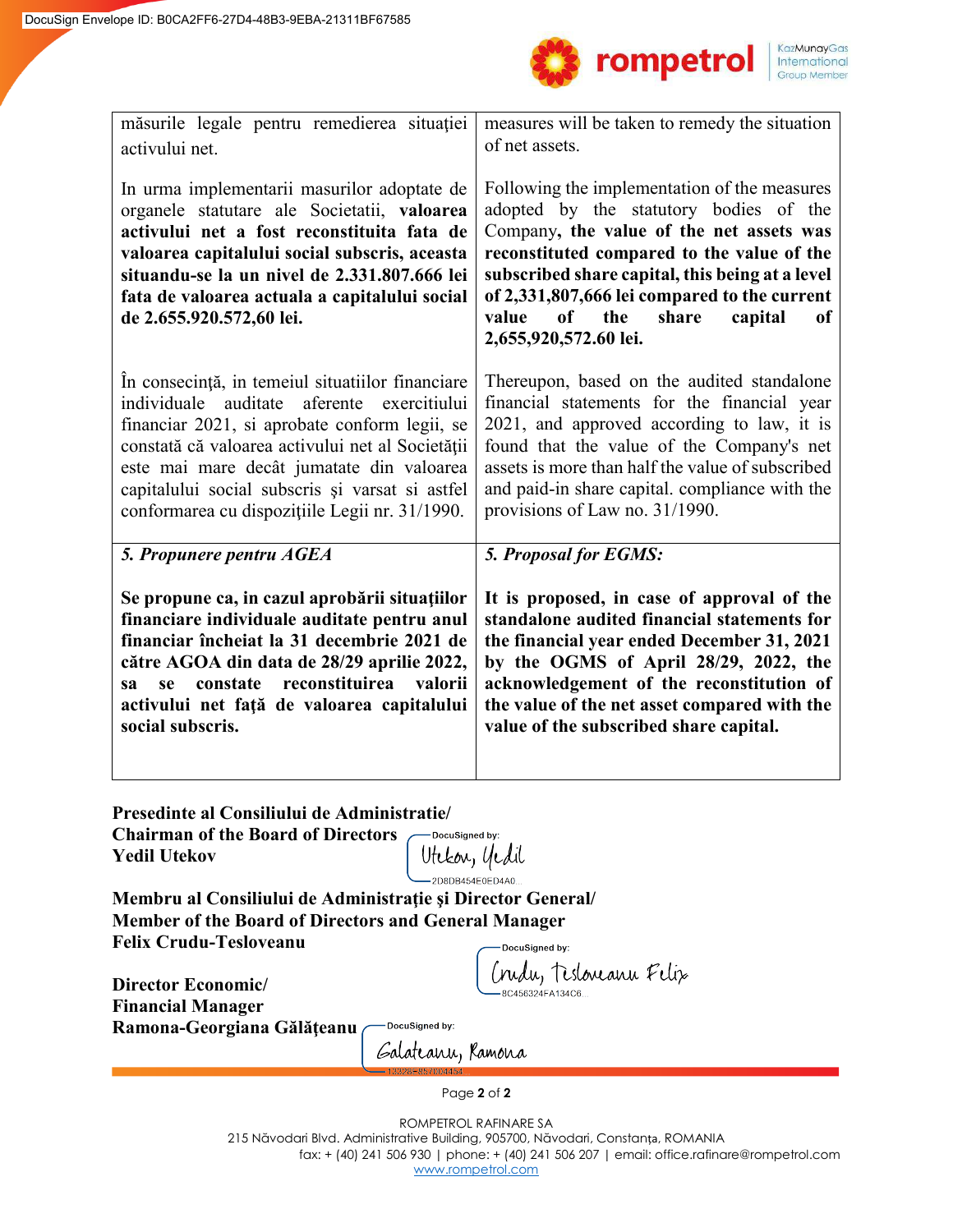| | |
|---|---|
| măsurile legale pentru remedierea situației activului net. | measures will be taken to remedy the situation of net assets. |
| In urma implementarii masurilor adoptate de organele statutare ale Societatii, **valoarea activului net a fost reconstituita fata de valoarea capitalului social subscris, aceasta situandu-se la un nivel de 2.331.807.666 lei fata de valoarea actuala a capitalului social de 2.655.920.572,60 lei.** | Following the implementation of the measures adopted by the statutory bodies of the Company**, the value of the net assets was reconstituted compared to the value of the subscribed share capital, this being at a level of 2,331,807,666 lei compared to the current value of the share capital of 2,655,920,572.60 lei.** |
| În consecință, in temeiul situatiilor financiare individuale auditate aferente exercitiului financiar 2021, si aprobate conform legii, se constată că valoarea activului net al Societății este mai mare decât jumatate din valoarea capitalului social subscris și varsat si astfel conformarea cu dispozițiile Legii nr. 31/1990. | Thereupon, based on the audited standalone financial statements for the financial year 2021, and approved according to law, it is found that the value of the Company's net assets is more than half the value of subscribed and paid-in share capital. compliance with the provisions of Law no. 31/1990. |
| ***5. Propunere pentru AGEA*** <br><br> **Se propune ca, in cazul aprobării situațiilor financiare individuale auditate pentru anul financiar încheiat la 31 decembrie 2021 de către AGOA din data de 28/29 aprilie 2022, sa se constate reconstituirea valorii activului net față de valoarea capitalului social subscris.** | ***5. Proposal for EGMS:*** <br><br> **It is proposed, in case of approval of the standalone audited financial statements for the financial year ended December 31, 2021 by the OGMS of April 28/29, 2022, the acknowledgement of the reconstitution of the value of the net asset compared with the value of the subscribed share capital.** |

**Presedinte al Consiliului de Administratie/**
**Chairman of the Board of Directors**
**Yedil Utekov**

DocuSigned by: Utekov, Yedil
2D8DB454E0ED4A0...

**Membru al Consiliului de Administrație și Director General/**
**Member of the Board of Directors and General Manager**
**Felix Crudu-Tesloveanu**

DocuSigned by: Crudu, Tesloveanu Felix
8C456324FA134C6...

**Director Economic/**
**Financial Manager**
**Ramona-Georgiana Gălățeanu**

DocuSigned by: Galateanu, Ramona

ROMPETROL RAFINARE SA
215 Năvodari Blvd. Administrative Building, 905700, Năvodari, Constanța, ROMANIA
fax: + (40) 241 506 930 | phone: + (40) 241 506 207 | email: office.rafinare@rompetrol.com
www.rompetrol.com